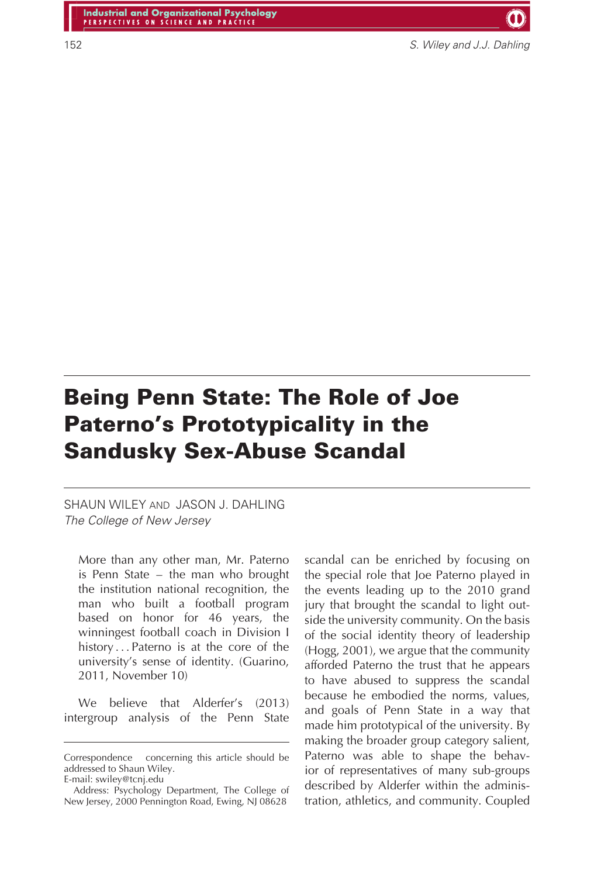# Being Penn State: The Role of Joe Paterno's Prototypicality in the Sandusky Sex-Abuse Scandal

SHAUN WILEY AND JASON J. DAHLING
*The College of New Jersey*

> More than any other man, Mr. Paterno is Penn State – the man who brought the institution national recognition, the man who built a football program based on honor for 46 years, the winningest football coach in Division I history . . . Paterno is at the core of the university's sense of identity. (Guarino, 2011, November 10)

We believe that Alderfer's (2013) intergroup analysis of the Penn State scandal can be enriched by focusing on the special role that Joe Paterno played in the events leading up to the 2010 grand jury that brought the scandal to light outside the university community. On the basis of the social identity theory of leadership (Hogg, 2001), we argue that the community afforded Paterno the trust that he appears to have abused to suppress the scandal because he embodied the norms, values, and goals of Penn State in a way that made him prototypical of the university. By making the broader group category salient, Paterno was able to shape the behavior of representatives of many sub-groups described by Alderfer within the administration, athletics, and community. Coupled

---

Correspondence concerning this article should be addressed to Shaun Wiley.
E-mail: swiley@tcnj.edu

Address: Psychology Department, The College of New Jersey, 2000 Pennington Road, Ewing, NJ 08628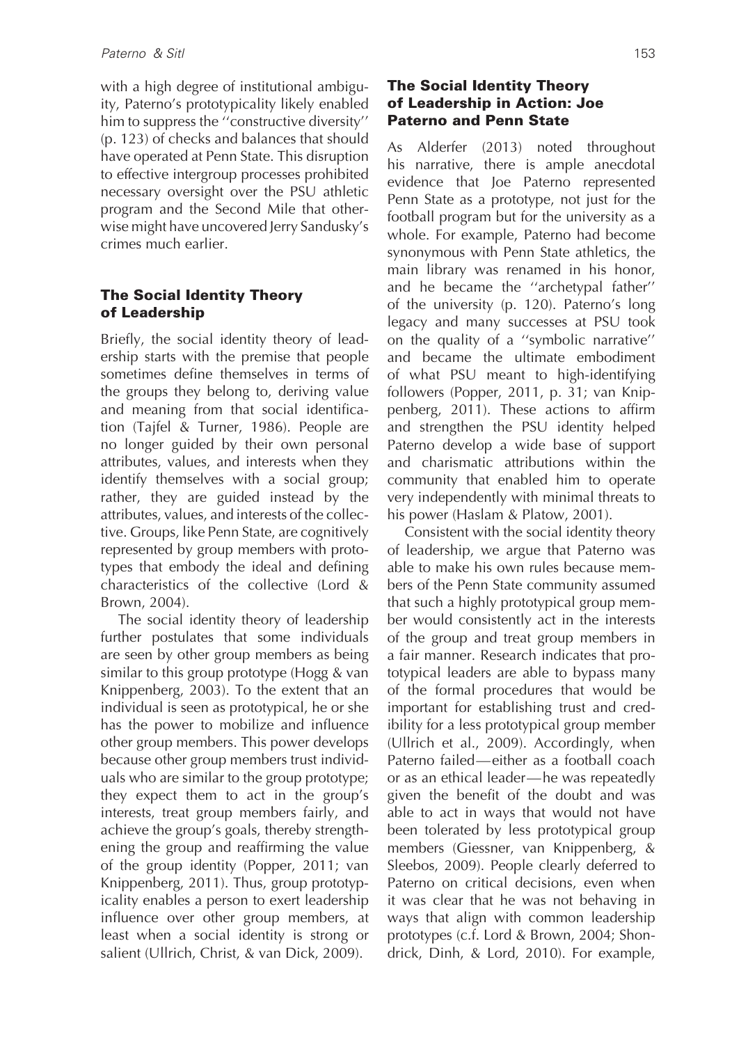with a high degree of institutional ambiguity, Paterno's prototypicality likely enabled him to suppress the ''constructive diversity'' (p. 123) of checks and balances that should have operated at Penn State. This disruption to effective intergroup processes prohibited necessary oversight over the PSU athletic program and the Second Mile that otherwise might have uncovered Jerry Sandusky's crimes much earlier.

## The Social Identity Theory of Leadership

Briefly, the social identity theory of leadership starts with the premise that people sometimes define themselves in terms of the groups they belong to, deriving value and meaning from that social identification (Tajfel & Turner, 1986). People are no longer guided by their own personal attributes, values, and interests when they identify themselves with a social group; rather, they are guided instead by the attributes, values, and interests of the collective. Groups, like Penn State, are cognitively represented by group members with prototypes that embody the ideal and defining characteristics of the collective (Lord & Brown, 2004).

The social identity theory of leadership further postulates that some individuals are seen by other group members as being similar to this group prototype (Hogg & van Knippenberg, 2003). To the extent that an individual is seen as prototypical, he or she has the power to mobilize and influence other group members. This power develops because other group members trust individuals who are similar to the group prototype; they expect them to act in the group's interests, treat group members fairly, and achieve the group's goals, thereby strengthening the group and reaffirming the value of the group identity (Popper, 2011; van Knippenberg, 2011). Thus, group prototypicality enables a person to exert leadership influence over other group members, at least when a social identity is strong or salient (Ullrich, Christ, & van Dick, 2009).

## The Social Identity Theory of Leadership in Action: Joe Paterno and Penn State

As Alderfer (2013) noted throughout his narrative, there is ample anecdotal evidence that Joe Paterno represented Penn State as a prototype, not just for the football program but for the university as a whole. For example, Paterno had become synonymous with Penn State athletics, the main library was renamed in his honor, and he became the ''archetypal father'' of the university (p. 120). Paterno's long legacy and many successes at PSU took on the quality of a ''symbolic narrative'' and became the ultimate embodiment of what PSU meant to high-identifying followers (Popper, 2011, p. 31; van Knippenberg, 2011). These actions to affirm and strengthen the PSU identity helped Paterno develop a wide base of support and charismatic attributions within the community that enabled him to operate very independently with minimal threats to his power (Haslam & Platow, 2001).

Consistent with the social identity theory of leadership, we argue that Paterno was able to make his own rules because members of the Penn State community assumed that such a highly prototypical group member would consistently act in the interests of the group and treat group members in a fair manner. Research indicates that prototypical leaders are able to bypass many of the formal procedures that would be important for establishing trust and credibility for a less prototypical group member (Ullrich et al., 2009). Accordingly, when Paterno failed—either as a football coach or as an ethical leader—he was repeatedly given the benefit of the doubt and was able to act in ways that would not have been tolerated by less prototypical group members (Giessner, van Knippenberg, & Sleebos, 2009). People clearly deferred to Paterno on critical decisions, even when it was clear that he was not behaving in ways that align with common leadership prototypes (c.f. Lord & Brown, 2004; Shondrick, Dinh, & Lord, 2010). For example,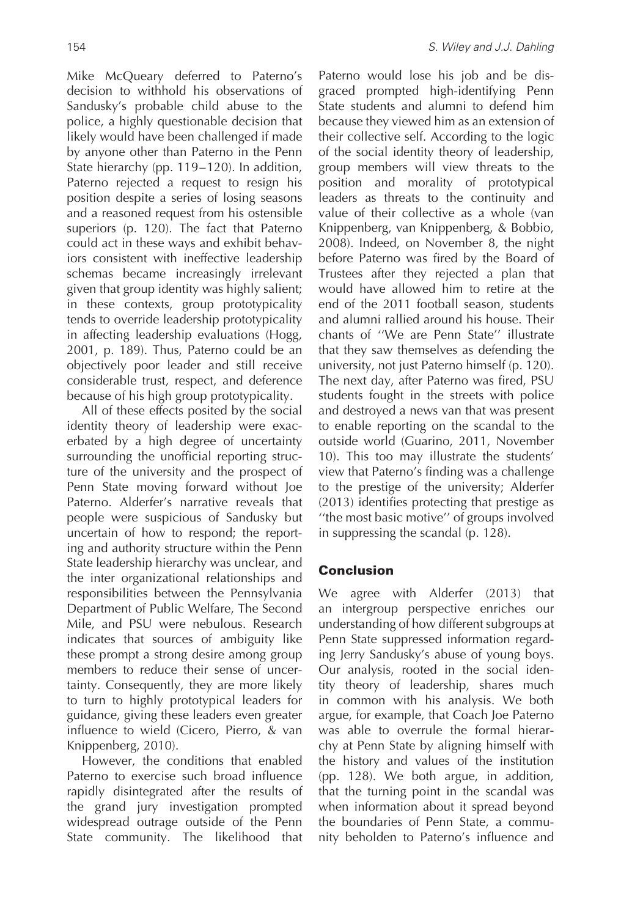Mike McQueary deferred to Paterno's decision to withhold his observations of Sandusky's probable child abuse to the police, a highly questionable decision that likely would have been challenged if made by anyone other than Paterno in the Penn State hierarchy (pp. 119–120). In addition, Paterno rejected a request to resign his position despite a series of losing seasons and a reasoned request from his ostensible superiors (p. 120). The fact that Paterno could act in these ways and exhibit behaviors consistent with ineffective leadership schemas became increasingly irrelevant given that group identity was highly salient; in these contexts, group prototypicality tends to override leadership prototypicality in affecting leadership evaluations (Hogg, 2001, p. 189). Thus, Paterno could be an objectively poor leader and still receive considerable trust, respect, and deference because of his high group prototypicality.

All of these effects posited by the social identity theory of leadership were exacerbated by a high degree of uncertainty surrounding the unofficial reporting structure of the university and the prospect of Penn State moving forward without Joe Paterno. Alderfer's narrative reveals that people were suspicious of Sandusky but uncertain of how to respond; the reporting and authority structure within the Penn State leadership hierarchy was unclear, and the inter organizational relationships and responsibilities between the Pennsylvania Department of Public Welfare, The Second Mile, and PSU were nebulous. Research indicates that sources of ambiguity like these prompt a strong desire among group members to reduce their sense of uncertainty. Consequently, they are more likely to turn to highly prototypical leaders for guidance, giving these leaders even greater influence to wield (Cicero, Pierro, & van Knippenberg, 2010).

However, the conditions that enabled Paterno to exercise such broad influence rapidly disintegrated after the results of the grand jury investigation prompted widespread outrage outside of the Penn State community. The likelihood that Paterno would lose his job and be disgraced prompted high-identifying Penn State students and alumni to defend him because they viewed him as an extension of their collective self. According to the logic of the social identity theory of leadership, group members will view threats to the position and morality of prototypical leaders as threats to the continuity and value of their collective as a whole (van Knippenberg, van Knippenberg, & Bobbio, 2008). Indeed, on November 8, the night before Paterno was fired by the Board of Trustees after they rejected a plan that would have allowed him to retire at the end of the 2011 football season, students and alumni rallied around his house. Their chants of ''We are Penn State'' illustrate that they saw themselves as defending the university, not just Paterno himself (p. 120). The next day, after Paterno was fired, PSU students fought in the streets with police and destroyed a news van that was present to enable reporting on the scandal to the outside world (Guarino, 2011, November 10). This too may illustrate the students' view that Paterno's finding was a challenge to the prestige of the university; Alderfer (2013) identifies protecting that prestige as ''the most basic motive'' of groups involved in suppressing the scandal (p. 128).

## Conclusion

We agree with Alderfer (2013) that an intergroup perspective enriches our understanding of how different subgroups at Penn State suppressed information regarding Jerry Sandusky's abuse of young boys. Our analysis, rooted in the social identity theory of leadership, shares much in common with his analysis. We both argue, for example, that Coach Joe Paterno was able to overrule the formal hierarchy at Penn State by aligning himself with the history and values of the institution (pp. 128). We both argue, in addition, that the turning point in the scandal was when information about it spread beyond the boundaries of Penn State, a community beholden to Paterno's influence and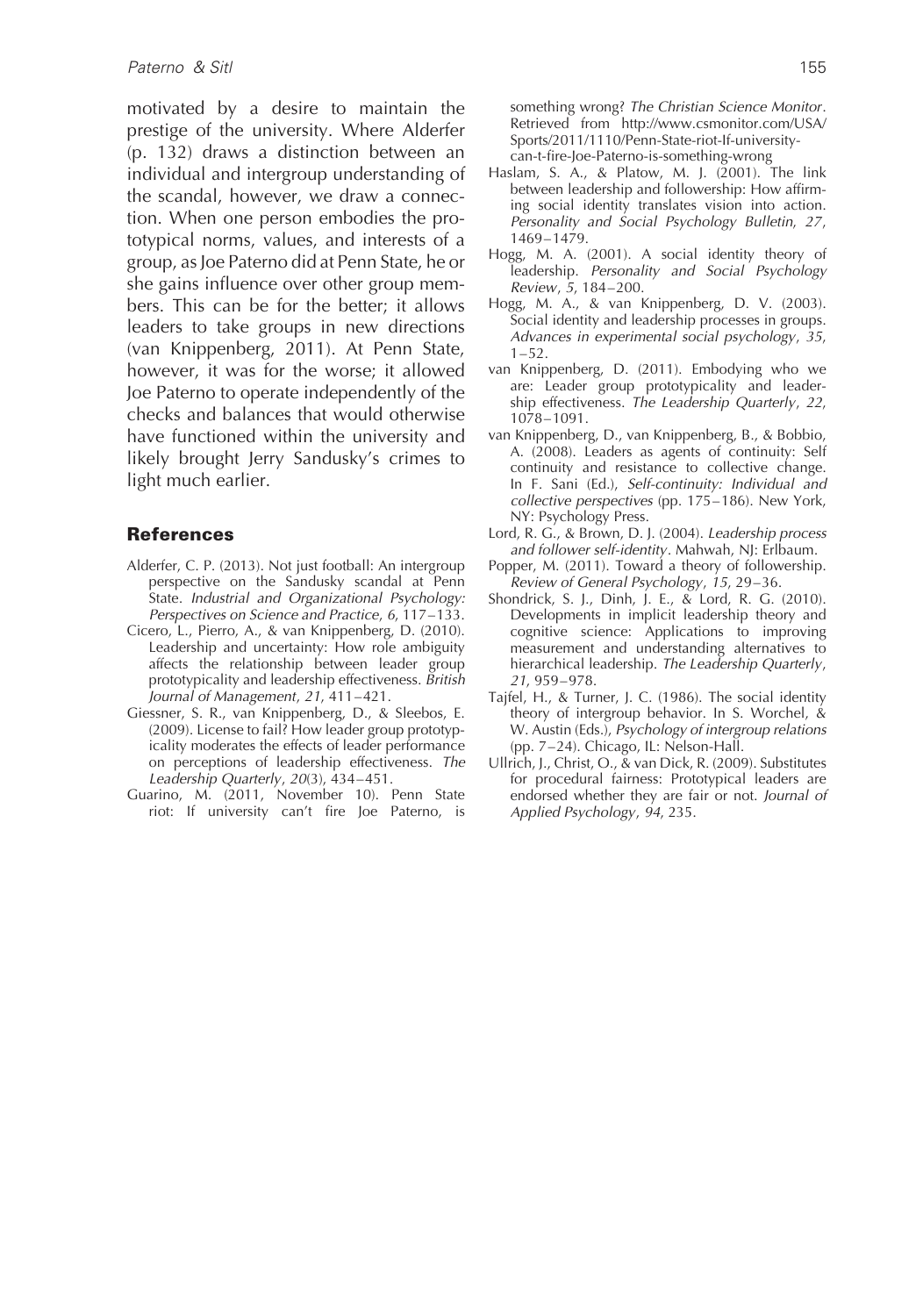motivated by a desire to maintain the prestige of the university. Where Alderfer (p. 132) draws a distinction between an individual and intergroup understanding of the scandal, however, we draw a connection. When one person embodies the prototypical norms, values, and interests of a group, as Joe Paterno did at Penn State, he or she gains influence over other group members. This can be for the better; it allows leaders to take groups in new directions (van Knippenberg, 2011). At Penn State, however, it was for the worse; it allowed Joe Paterno to operate independently of the checks and balances that would otherwise have functioned within the university and likely brought Jerry Sandusky's crimes to light much earlier.

## References

Alderfer, C. P. (2013). Not just football: An intergroup perspective on the Sandusky scandal at Penn State. *Industrial and Organizational Psychology: Perspectives on Science and Practice*, *6*, 117–133.

Cicero, L., Pierro, A., & van Knippenberg, D. (2010). Leadership and uncertainty: How role ambiguity affects the relationship between leader group prototypicality and leadership effectiveness. *British Journal of Management*, *21*, 411–421.

Giessner, S. R., van Knippenberg, D., & Sleebos, E. (2009). License to fail? How leader group prototypicality moderates the effects of leader performance on perceptions of leadership effectiveness. *The Leadership Quarterly*, *20*(3), 434–451.

Guarino, M. (2011, November 10). Penn State riot: If university can't fire Joe Paterno, is something wrong? *The Christian Science Monitor*. Retrieved from http://www.csmonitor.com/USA/Sports/2011/1110/Penn-State-riot-If-university-can-t-fire-Joe-Paterno-is-something-wrong

Haslam, S. A., & Platow, M. J. (2001). The link between leadership and followership: How affirming social identity translates vision into action. *Personality and Social Psychology Bulletin*, *27*, 1469–1479.

Hogg, M. A. (2001). A social identity theory of leadership. *Personality and Social Psychology Review*, *5*, 184–200.

Hogg, M. A., & van Knippenberg, D. V. (2003). Social identity and leadership processes in groups. *Advances in experimental social psychology*, *35*, 1–52.

van Knippenberg, D. (2011). Embodying who we are: Leader group prototypicality and leadership effectiveness. *The Leadership Quarterly*, *22*, 1078–1091.

van Knippenberg, D., van Knippenberg, B., & Bobbio, A. (2008). Leaders as agents of continuity: Self continuity and resistance to collective change. In F. Sani (Ed.), *Self-continuity: Individual and collective perspectives* (pp. 175–186). New York, NY: Psychology Press.

Lord, R. G., & Brown, D. J. (2004). *Leadership process and follower self-identity*. Mahwah, NJ: Erlbaum.

Popper, M. (2011). Toward a theory of followership. *Review of General Psychology*, *15*, 29–36.

Shondrick, S. J., Dinh, J. E., & Lord, R. G. (2010). Developments in implicit leadership theory and cognitive science: Applications to improving measurement and understanding alternatives to hierarchical leadership. *The Leadership Quarterly*, *21*, 959–978.

Tajfel, H., & Turner, J. C. (1986). The social identity theory of intergroup behavior. In S. Worchel, & W. Austin (Eds.), *Psychology of intergroup relations* (pp. 7–24). Chicago, IL: Nelson-Hall.

Ullrich, J., Christ, O., & van Dick, R. (2009). Substitutes for procedural fairness: Prototypical leaders are endorsed whether they are fair or not. *Journal of Applied Psychology*, *94*, 235.